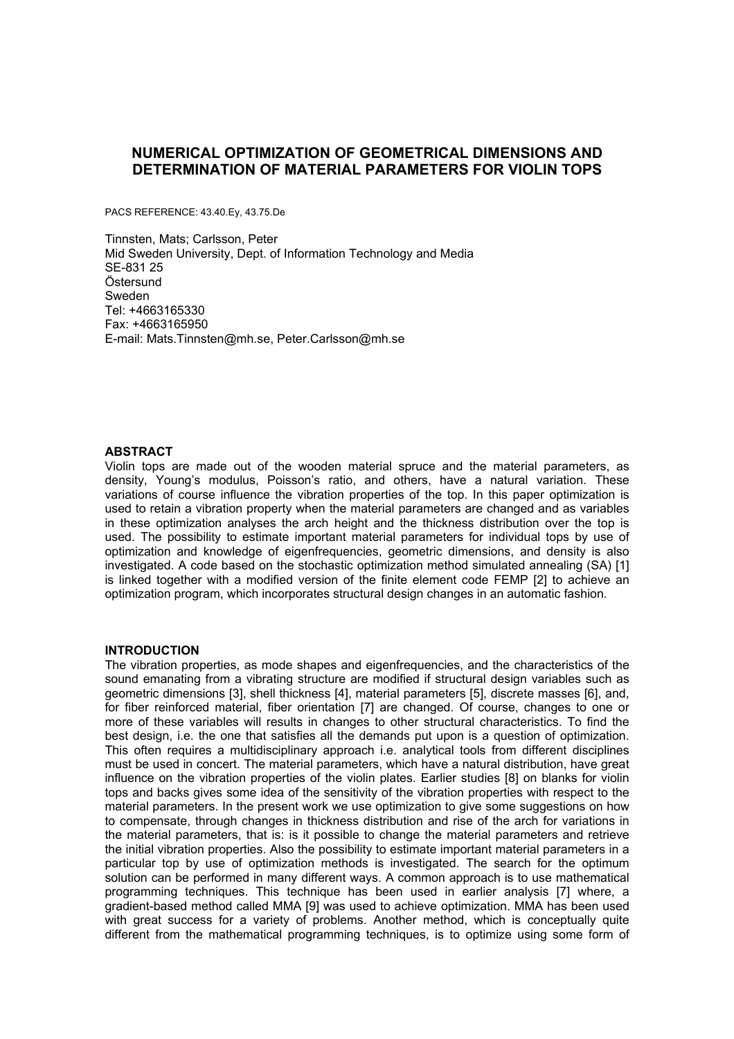# NUMERICAL OPTIMIZATION OF GEOMETRICAL DIMENSIONS AND DETERMINATION OF MATERIAL PARAMETERS FOR VIOLIN TOPS

PACS REFERENCE: 43.40.Ey, 43.75.De

Tinnsten, Mats; Carlsson, Peter
Mid Sweden University, Dept. of Information Technology and Media
SE-831 25
Östersund
Sweden
Tel: +4663165330
Fax: +4663165950
E-mail: Mats.Tinnsten@mh.se, Peter.Carlsson@mh.se

## ABSTRACT

Violin tops are made out of the wooden material spruce and the material parameters, as density, Young's modulus, Poisson's ratio, and others, have a natural variation. These variations of course influence the vibration properties of the top. In this paper optimization is used to retain a vibration property when the material parameters are changed and as variables in these optimization analyses the arch height and the thickness distribution over the top is used. The possibility to estimate important material parameters for individual tops by use of optimization and knowledge of eigenfrequencies, geometric dimensions, and density is also investigated. A code based on the stochastic optimization method simulated annealing (SA) [1] is linked together with a modified version of the finite element code FEMP [2] to achieve an optimization program, which incorporates structural design changes in an automatic fashion.

## INTRODUCTION

The vibration properties, as mode shapes and eigenfrequencies, and the characteristics of the sound emanating from a vibrating structure are modified if structural design variables such as geometric dimensions [3], shell thickness [4], material parameters [5], discrete masses [6], and, for fiber reinforced material, fiber orientation [7] are changed. Of course, changes to one or more of these variables will results in changes to other structural characteristics. To find the best design, i.e. the one that satisfies all the demands put upon is a question of optimization. This often requires a multidisciplinary approach i.e. analytical tools from different disciplines must be used in concert. The material parameters, which have a natural distribution, have great influence on the vibration properties of the violin plates. Earlier studies [8] on blanks for violin tops and backs gives some idea of the sensitivity of the vibration properties with respect to the material parameters. In the present work we use optimization to give some suggestions on how to compensate, through changes in thickness distribution and rise of the arch for variations in the material parameters, that is: is it possible to change the material parameters and retrieve the initial vibration properties. Also the possibility to estimate important material parameters in a particular top by use of optimization methods is investigated. The search for the optimum solution can be performed in many different ways. A common approach is to use mathematical programming techniques. This technique has been used in earlier analysis [7] where, a gradient-based method called MMA [9] was used to achieve optimization. MMA has been used with great success for a variety of problems. Another method, which is conceptually quite different from the mathematical programming techniques, is to optimize using some form of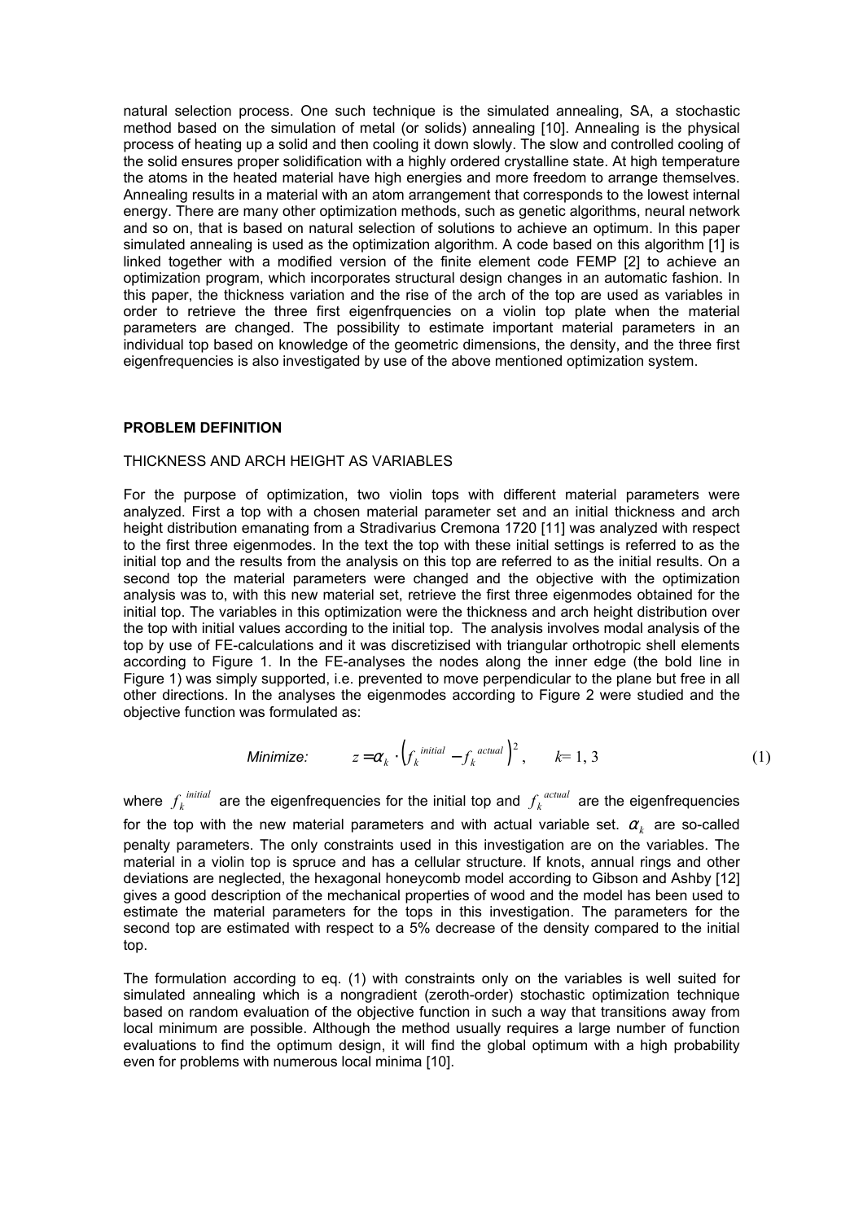natural selection process. One such technique is the simulated annealing, SA, a stochastic method based on the simulation of metal (or solids) annealing [10]. Annealing is the physical process of heating up a solid and then cooling it down slowly. The slow and controlled cooling of the solid ensures proper solidification with a highly ordered crystalline state. At high temperature the atoms in the heated material have high energies and more freedom to arrange themselves. Annealing results in a material with an atom arrangement that corresponds to the lowest internal energy. There are many other optimization methods, such as genetic algorithms, neural network and so on, that is based on natural selection of solutions to achieve an optimum. In this paper simulated annealing is used as the optimization algorithm. A code based on this algorithm [1] is linked together with a modified version of the finite element code FEMP [2] to achieve an optimization program, which incorporates structural design changes in an automatic fashion. In this paper, the thickness variation and the rise of the arch of the top are used as variables in order to retrieve the three first eigenfrquencies on a violin top plate when the material parameters are changed. The possibility to estimate important material parameters in an individual top based on knowledge of the geometric dimensions, the density, and the three first eigenfrequencies is also investigated by use of the above mentioned optimization system.

## PROBLEM DEFINITION

### THICKNESS AND ARCH HEIGHT AS VARIABLES

For the purpose of optimization, two violin tops with different material parameters were analyzed. First a top with a chosen material parameter set and an initial thickness and arch height distribution emanating from a Stradivarius Cremona 1720 [11] was analyzed with respect to the first three eigenmodes. In the text the top with these initial settings is referred to as the initial top and the results from the analysis on this top are referred to as the initial results. On a second top the material parameters were changed and the objective with the optimization analysis was to, with this new material set, retrieve the first three eigenmodes obtained for the initial top. The variables in this optimization were the thickness and arch height distribution over the top with initial values according to the initial top. The analysis involves modal analysis of the top by use of FE-calculations and it was discretizised with triangular orthotropic shell elements according to Figure 1. In the FE-analyses the nodes along the inner edge (the bold line in Figure 1) was simply supported, i.e. prevented to move perpendicular to the plane but free in all other directions. In the analyses the eigenmodes according to Figure 2 were studied and the objective function was formulated as:

$$\textit{Minimize:} \qquad z = \alpha_k \cdot \left(f_k^{\,initial} - f_k^{\,actual}\right)^2, \qquad k = 1, 3 \tag{1}$$

where $f_k^{\,initial}$ are the eigenfrequencies for the initial top and $f_k^{\,actual}$ are the eigenfrequencies for the top with the new material parameters and with actual variable set. $\alpha_k$ are so-called penalty parameters. The only constraints used in this investigation are on the variables. The material in a violin top is spruce and has a cellular structure. If knots, annual rings and other deviations are neglected, the hexagonal honeycomb model according to Gibson and Ashby [12] gives a good description of the mechanical properties of wood and the model has been used to estimate the material parameters for the tops in this investigation. The parameters for the second top are estimated with respect to a 5% decrease of the density compared to the initial top.

The formulation according to eq. (1) with constraints only on the variables is well suited for simulated annealing which is a nongradient (zeroth-order) stochastic optimization technique based on random evaluation of the objective function in such a way that transitions away from local minimum are possible. Although the method usually requires a large number of function evaluations to find the optimum design, it will find the global optimum with a high probability even for problems with numerous local minima [10].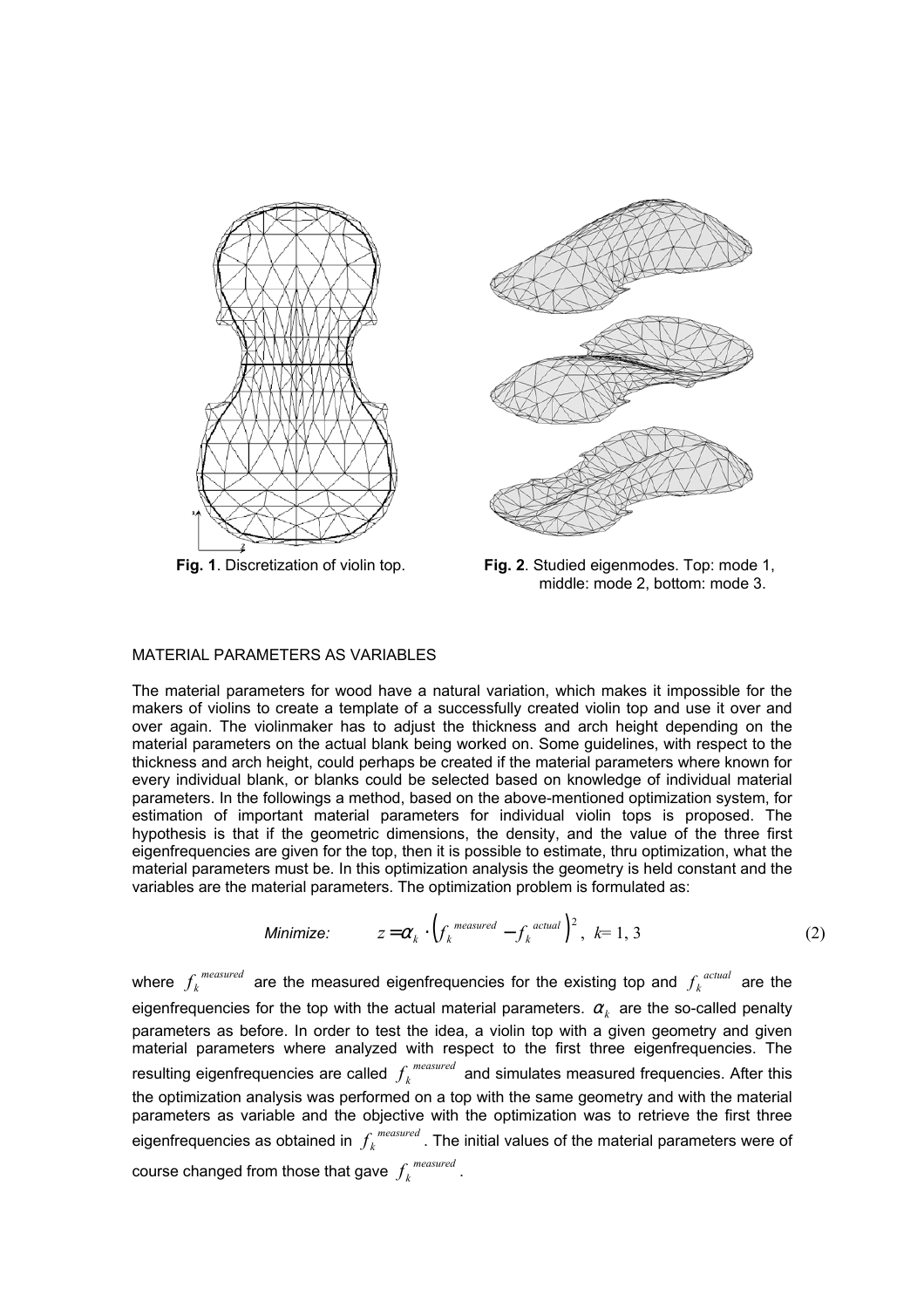**Fig. 1**. Discretization of violin top.

**Fig. 2**. Studied eigenmodes. Top: mode 1, middle: mode 2, bottom: mode 3.

MATERIAL PARAMETERS AS VARIABLES

The material parameters for wood have a natural variation, which makes it impossible for the makers of violins to create a template of a successfully created violin top and use it over and over again. The violinmaker has to adjust the thickness and arch height depending on the material parameters on the actual blank being worked on. Some guidelines, with respect to the thickness and arch height, could perhaps be created if the material parameters where known for every individual blank, or blanks could be selected based on knowledge of individual material parameters. In the followings a method, based on the above-mentioned optimization system, for estimation of important material parameters for individual violin tops is proposed. The hypothesis is that if the geometric dimensions, the density, and the value of the three first eigenfrequencies are given for the top, then it is possible to estimate, thru optimization, what the material parameters must be. In this optimization analysis the geometry is held constant and the variables are the material parameters. The optimization problem is formulated as:

$$\textit{Minimize:} \qquad z = \alpha_k \cdot \left(f_k^{\,measured} - f_k^{\,actual}\right)^2, \;\; k = 1, 3 \tag{2}$$

where $f_k^{\,measured}$ are the measured eigenfrequencies for the existing top and $f_k^{\,actual}$ are the eigenfrequencies for the top with the actual material parameters. $\alpha_k$ are the so-called penalty parameters as before. In order to test the idea, a violin top with a given geometry and given material parameters where analyzed with respect to the first three eigenfrequencies. The resulting eigenfrequencies are called $f_k^{\,measured}$ and simulates measured frequencies. After this the optimization analysis was performed on a top with the same geometry and with the material parameters as variable and the objective with the optimization was to retrieve the first three eigenfrequencies as obtained in $f_k^{\,measured}$. The initial values of the material parameters were of course changed from those that gave $f_k^{\,measured}$.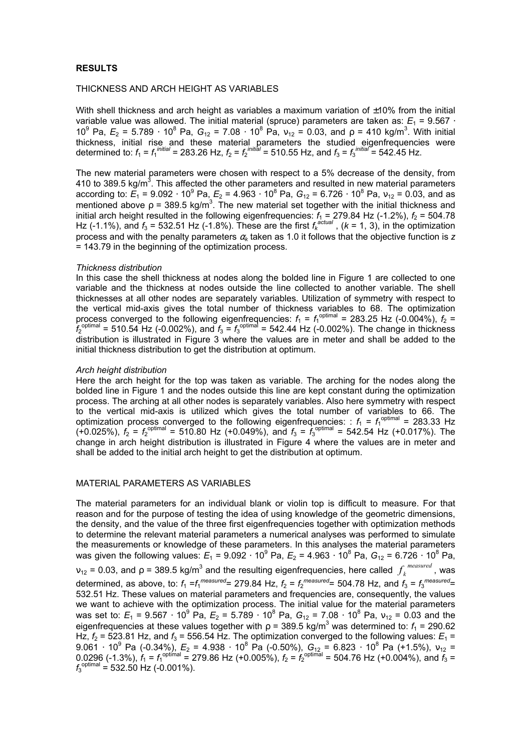**RESULTS**

THICKNESS AND ARCH HEIGHT AS VARIABLES

With shell thickness and arch height as variables a maximum variation of ±10% from the initial variable value was allowed. The initial material (spruce) parameters are taken as: $E_1 = 9.567 \cdot 10^9$ Pa, $E_2 = 5.789 \cdot 10^8$ Pa, $G_{12} = 7.08 \cdot 10^8$ Pa, $\nu_{12} = 0.03$, and $\rho = 410$ kg/m$^3$. With initial thickness, initial rise and these material parameters the studied eigenfrequencies were determined to: $f_1 = f_1^{initial} = 283.26$ Hz, $f_2 = f_2^{initial} = 510.55$ Hz, and $f_3 = f_3^{initial} = 542.45$ Hz.

The new material parameters were chosen with respect to a 5% decrease of the density, from 410 to 389.5 kg/m$^3$. This affected the other parameters and resulted in new material parameters according to: $E_1 = 9.092 \cdot 10^9$ Pa, $E_2 = 4.963 \cdot 10^8$ Pa, $G_{12} = 6.726 \cdot 10^8$ Pa, $\nu_{12} = 0.03$, and as mentioned above $\rho = 389.5$ kg/m$^3$. The new material set together with the initial thickness and initial arch height resulted in the following eigenfrequencies: $f_1 = 279.84$ Hz (-1.2%), $f_2 = 504.78$ Hz (-1.1%), and $f_3 = 532.51$ Hz (-1.8%). These are the first $f_k^{actual}$, ($k = 1, 3$), in the optimization process and with the penalty parameters $\alpha_k$ taken as 1.0 it follows that the objective function is $z = 143.79$ in the beginning of the optimization process.

*Thickness distribution*
In this case the shell thickness at nodes along the bolded line in Figure 1 are collected to one variable and the thickness at nodes outside the line collected to another variable. The shell thicknesses at all other nodes are separately variables. Utilization of symmetry with respect to the vertical mid-axis gives the total number of thickness variables to 68. The optimization process converged to the following eigenfrequencies: $f_1 = f_1^{optimal} = 283.25$ Hz (-0.004%), $f_2 = f_2^{optimal} = 510.54$ Hz (-0.002%), and $f_3 = f_3^{optimal} = 542.44$ Hz (-0.002%). The change in thickness distribution is illustrated in Figure 3 where the values are in meter and shall be added to the initial thickness distribution to get the distribution at optimum.

*Arch height distribution*
Here the arch height for the top was taken as variable. The arching for the nodes along the bolded line in Figure 1 and the nodes outside this line are kept constant during the optimization process. The arching at all other nodes is separately variables. Also here symmetry with respect to the vertical mid-axis is utilized which gives the total number of variables to 66. The optimization process converged to the following eigenfrequencies: : $f_1 = f_1^{optimal} = 283.33$ Hz (+0.025%), $f_2 = f_2^{optimal} = 510.80$ Hz (+0.049%), and $f_3 = f_3^{optimal} = 542.54$ Hz (+0.017%). The change in arch height distribution is illustrated in Figure 4 where the values are in meter and shall be added to the initial arch height to get the distribution at optimum.

MATERIAL PARAMETERS AS VARIABLES

The material parameters for an individual blank or violin top is difficult to measure. For that reason and for the purpose of testing the idea of using knowledge of the geometric dimensions, the density, and the value of the three first eigenfrequencies together with optimization methods to determine the relevant material parameters a numerical analyses was performed to simulate the measurements or knowledge of these parameters. In this analyses the material parameters was given the following values: $E_1 = 9.092 \cdot 10^9$ Pa, $E_2 = 4.963 \cdot 10^8$ Pa, $G_{12} = 6.726 \cdot 10^8$ Pa, $\nu_{12} = 0.03$, and $\rho = 389.5$ kg/m$^3$ and the resulting eigenfrequencies, here called $f_k^{measured}$, was determined, as above, to: $f_1 = f_1^{measured} = 279.84$ Hz, $f_2 = f_2^{measured} = 504.78$ Hz, and $f_3 = f_3^{measured} = 532.51$ Hz. These values on material parameters and frequencies are, consequently, the values we want to achieve with the optimization process. The initial value for the material parameters was set to: $E_1 = 9.567 \cdot 10^9$ Pa, $E_2 = 5.789 \cdot 10^8$ Pa, $G_{12} = 7.08 \cdot 10^8$ Pa, $\nu_{12} = 0.03$ and the eigenfrequencies at these values together with $\rho = 389.5$ kg/m$^3$ was determined to: $f_1 = 290.62$ Hz, $f_2 = 523.81$ Hz, and $f_3 = 556.54$ Hz. The optimization converged to the following values: $E_1 = 9.061 \cdot 10^9$ Pa (-0.34%), $E_2 = 4.938 \cdot 10^8$ Pa (-0.50%), $G_{12} = 6.823 \cdot 10^8$ Pa (+1.5%), $\nu_{12} = 0.0296$ (-1.3%), $f_1 = f_1^{optimal} = 279.86$ Hz (+0.005%), $f_2 = f_2^{optimal} = 504.76$ Hz (+0.004%), and $f_3 = f_3^{optimal} = 532.50$ Hz (-0.001%).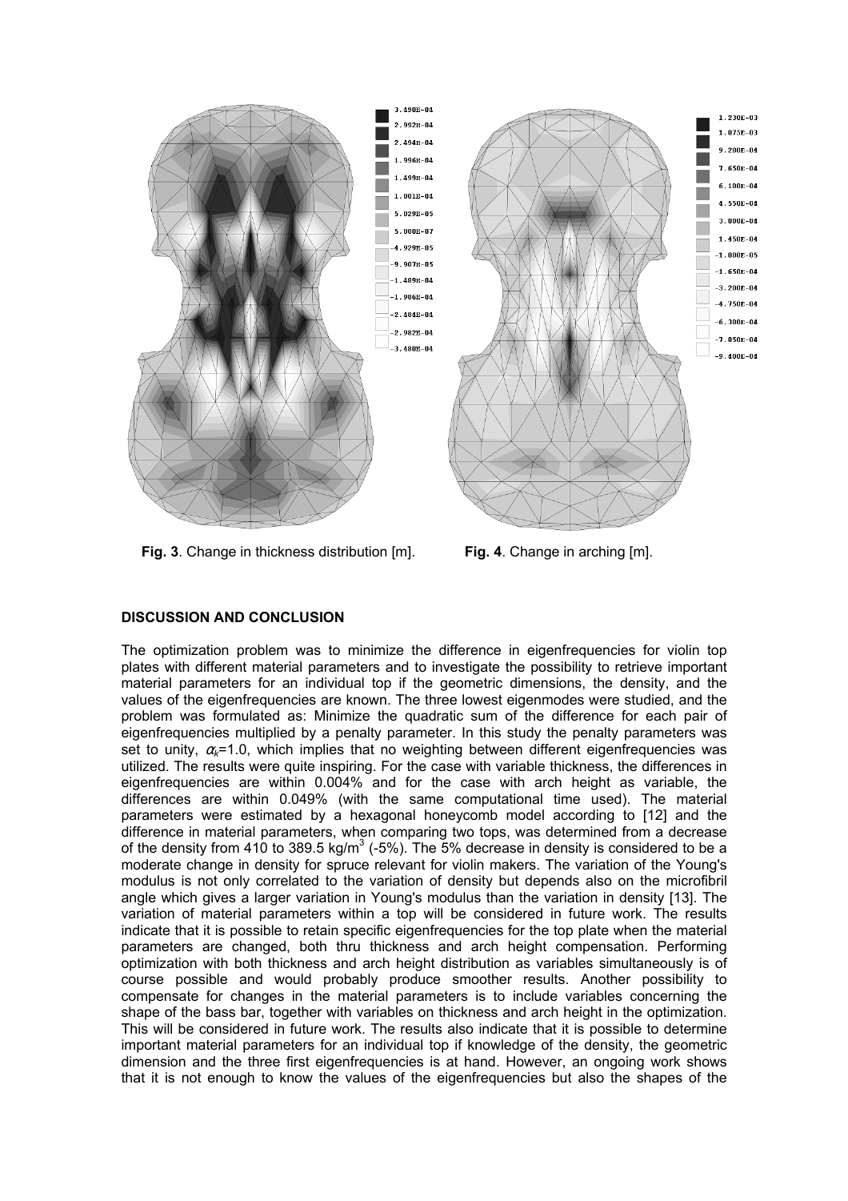**Fig. 3**. Change in thickness distribution [m]. **Fig. 4**. Change in arching [m].

## DISCUSSION AND CONCLUSION

The optimization problem was to minimize the difference in eigenfrequencies for violin top plates with different material parameters and to investigate the possibility to retrieve important material parameters for an individual top if the geometric dimensions, the density, and the values of the eigenfrequencies are known. The three lowest eigenmodes were studied, and the problem was formulated as: Minimize the quadratic sum of the difference for each pair of eigenfrequencies multiplied by a penalty parameter. In this study the penalty parameters was set to unity, $\alpha_k$=1.0, which implies that no weighting between different eigenfrequencies was utilized. The results were quite inspiring. For the case with variable thickness, the differences in eigenfrequencies are within 0.004% and for the case with arch height as variable, the differences are within 0.049% (with the same computational time used). The material parameters were estimated by a hexagonal honeycomb model according to [12] and the difference in material parameters, when comparing two tops, was determined from a decrease of the density from 410 to 389.5 kg/m$^3$ (-5%). The 5% decrease in density is considered to be a moderate change in density for spruce relevant for violin makers. The variation of the Young's modulus is not only correlated to the variation of density but depends also on the microfibril angle which gives a larger variation in Young's modulus than the variation in density [13]. The variation of material parameters within a top will be considered in future work. The results indicate that it is possible to retain specific eigenfrequencies for the top plate when the material parameters are changed, both thru thickness and arch height compensation. Performing optimization with both thickness and arch height distribution as variables simultaneously is of course possible and would probably produce smoother results. Another possibility to compensate for changes in the material parameters is to include variables concerning the shape of the bass bar, together with variables on thickness and arch height in the optimization. This will be considered in future work. The results also indicate that it is possible to determine important material parameters for an individual top if knowledge of the density, the geometric dimension and the three first eigenfrequencies is at hand. However, an ongoing work shows that it is not enough to know the values of the eigenfrequencies but also the shapes of the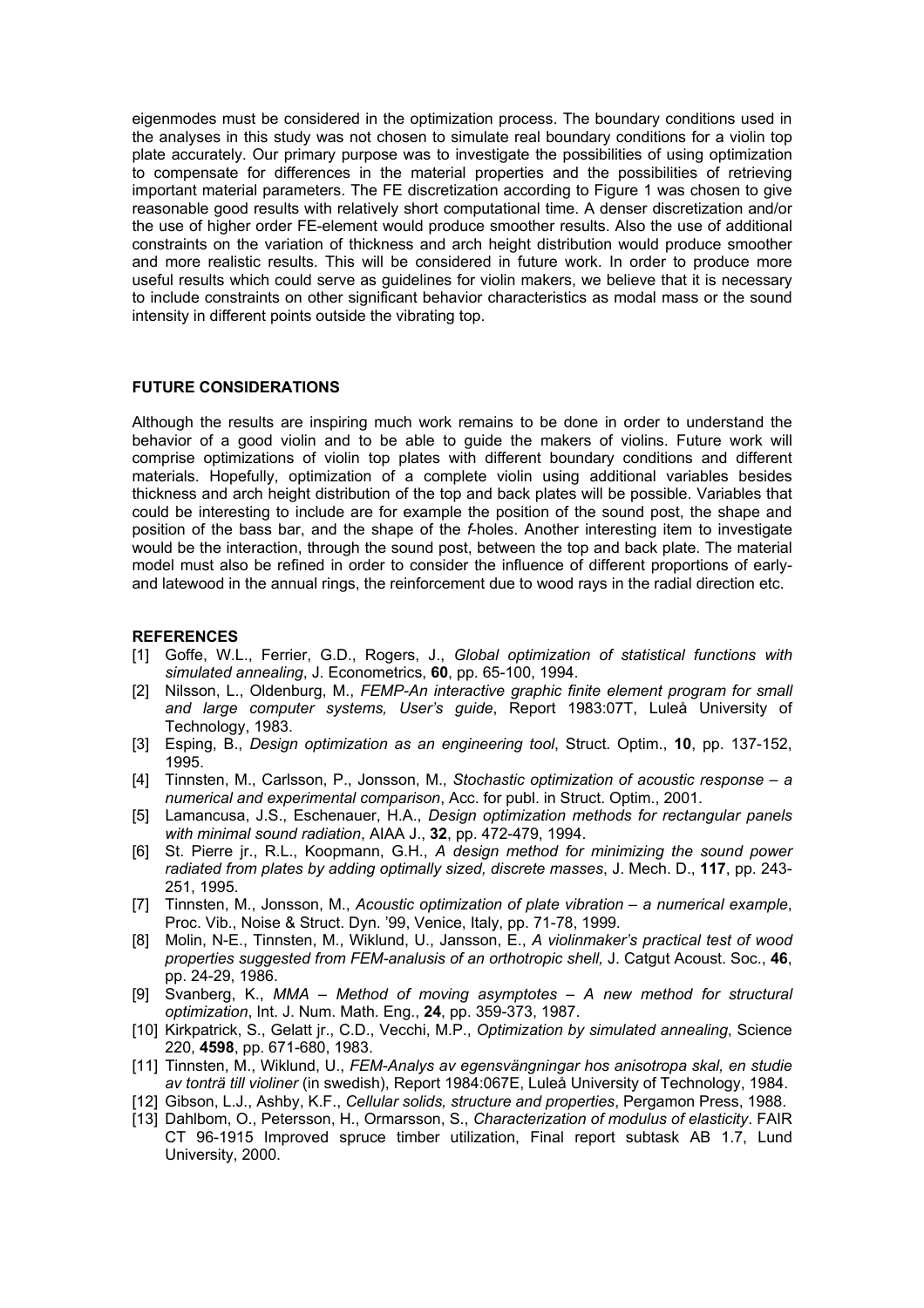eigenmodes must be considered in the optimization process. The boundary conditions used in the analyses in this study was not chosen to simulate real boundary conditions for a violin top plate accurately. Our primary purpose was to investigate the possibilities of using optimization to compensate for differences in the material properties and the possibilities of retrieving important material parameters. The FE discretization according to Figure 1 was chosen to give reasonable good results with relatively short computational time. A denser discretization and/or the use of higher order FE-element would produce smoother results. Also the use of additional constraints on the variation of thickness and arch height distribution would produce smoother and more realistic results. This will be considered in future work. In order to produce more useful results which could serve as guidelines for violin makers, we believe that it is necessary to include constraints on other significant behavior characteristics as modal mass or the sound intensity in different points outside the vibrating top.

## FUTURE CONSIDERATIONS

Although the results are inspiring much work remains to be done in order to understand the behavior of a good violin and to be able to guide the makers of violins. Future work will comprise optimizations of violin top plates with different boundary conditions and different materials. Hopefully, optimization of a complete violin using additional variables besides thickness and arch height distribution of the top and back plates will be possible. Variables that could be interesting to include are for example the position of the sound post, the shape and position of the bass bar, and the shape of the *f*-holes. Another interesting item to investigate would be the interaction, through the sound post, between the top and back plate. The material model must also be refined in order to consider the influence of different proportions of early- and latewood in the annual rings, the reinforcement due to wood rays in the radial direction etc.

## REFERENCES

[1] Goffe, W.L., Ferrier, G.D., Rogers, J., *Global optimization of statistical functions with simulated annealing*, J. Econometrics, **60**, pp. 65-100, 1994.

[2] Nilsson, L., Oldenburg, M., *FEMP-An interactive graphic finite element program for small and large computer systems, User's guide*, Report 1983:07T, Luleå University of Technology, 1983.

[3] Esping, B., *Design optimization as an engineering tool*, Struct. Optim., **10**, pp. 137-152, 1995.

[4] Tinnsten, M., Carlsson, P., Jonsson, M., *Stochastic optimization of acoustic response – a numerical and experimental comparison*, Acc. for publ. in Struct. Optim., 2001.

[5] Lamancusa, J.S., Eschenauer, H.A., *Design optimization methods for rectangular panels with minimal sound radiation*, AIAA J., **32**, pp. 472-479, 1994.

[6] St. Pierre jr., R.L., Koopmann, G.H., *A design method for minimizing the sound power radiated from plates by adding optimally sized, discrete masses*, J. Mech. D., **117**, pp. 243-251, 1995.

[7] Tinnsten, M., Jonsson, M., *Acoustic optimization of plate vibration – a numerical example*, Proc. Vib., Noise & Struct. Dyn. '99, Venice, Italy, pp. 71-78, 1999.

[8] Molin, N-E., Tinnsten, M., Wiklund, U., Jansson, E., *A violinmaker's practical test of wood properties suggested from FEM-analusis of an orthotropic shell,* J. Catgut Acoust. Soc., **46**, pp. 24-29, 1986.

[9] Svanberg, K., *MMA – Method of moving asymptotes – A new method for structural optimization*, Int. J. Num. Math. Eng., **24**, pp. 359-373, 1987.

[10] Kirkpatrick, S., Gelatt jr., C.D., Vecchi, M.P., *Optimization by simulated annealing*, Science 220, **4598**, pp. 671-680, 1983.

[11] Tinnsten, M., Wiklund, U., *FEM-Analys av egensvängningar hos anisotropa skal, en studie av tonträ till violiner* (in swedish), Report 1984:067E, Luleå University of Technology, 1984.

[12] Gibson, L.J., Ashby, K.F., *Cellular solids, structure and properties*, Pergamon Press, 1988.

[13] Dahlbom, O., Petersson, H., Ormarsson, S., *Characterization of modulus of elasticity*. FAIR CT 96-1915 Improved spruce timber utilization, Final report subtask AB 1.7, Lund University, 2000.